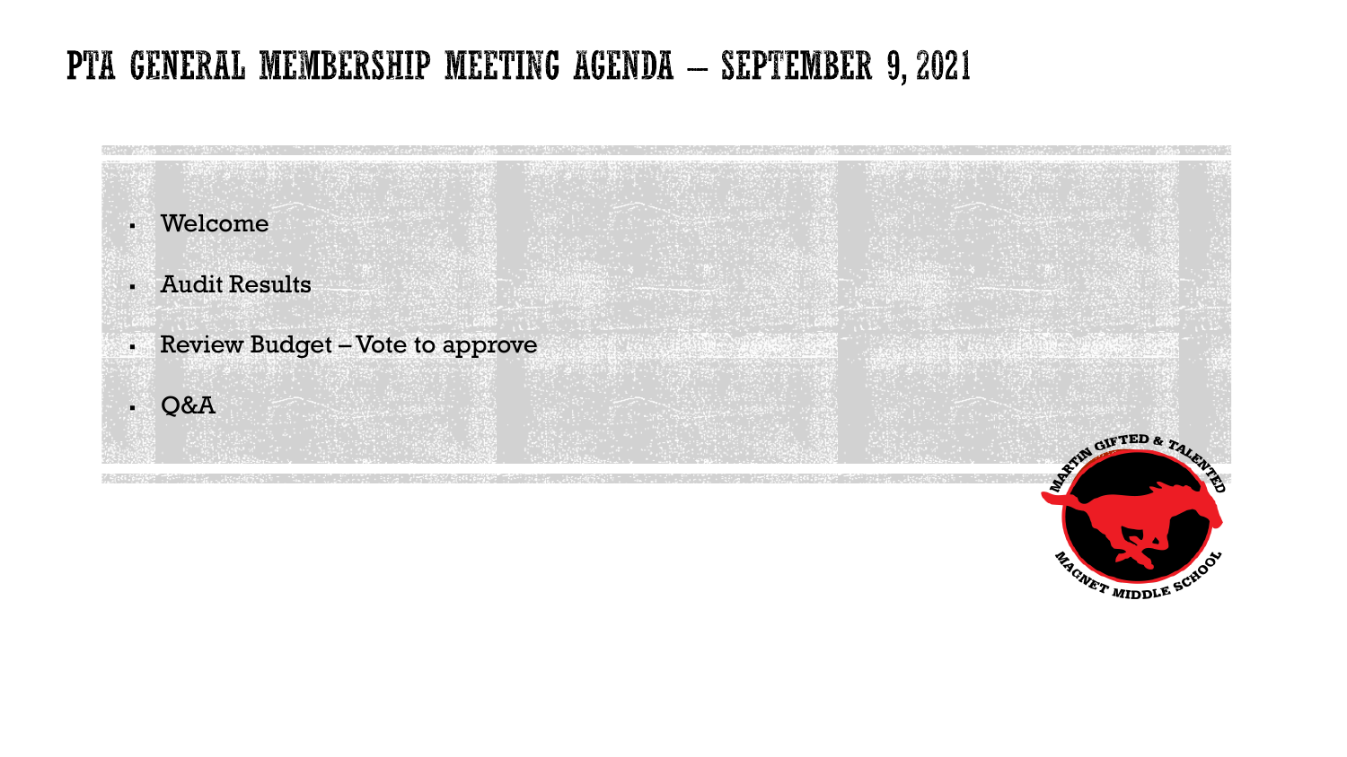# PTA GENERAL MEMBERSHIP MEETING AGENDA – SEPTEMBER 9, 2021

- Welcome
- Audit Results
- Review Budget – Vote to approve
- Q&A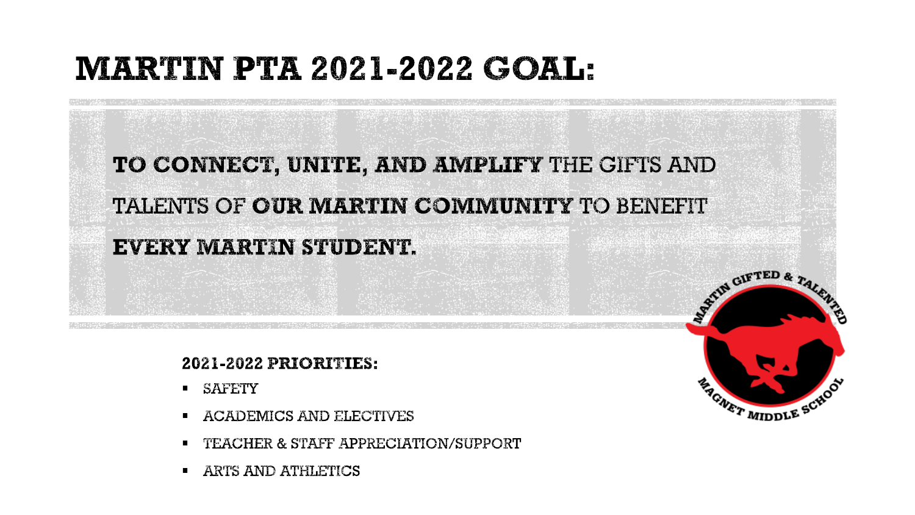# MARTIN PTA 2021-2022 GOAL:

**TO CONNECT, UNITE, AND AMPLIFY** THE GIFTS AND TALENTS OF **OUR MARTIN COMMUNITY** TO BENEFIT **EVERY MARTIN STUDENT.**

**2021-2022 PRIORITIES:**

- SAFETY
- ACADEMICS AND ELECTIVES
- TEACHER & STAFF APPRECIATION/SUPPORT
- ARTS AND ATHLETICS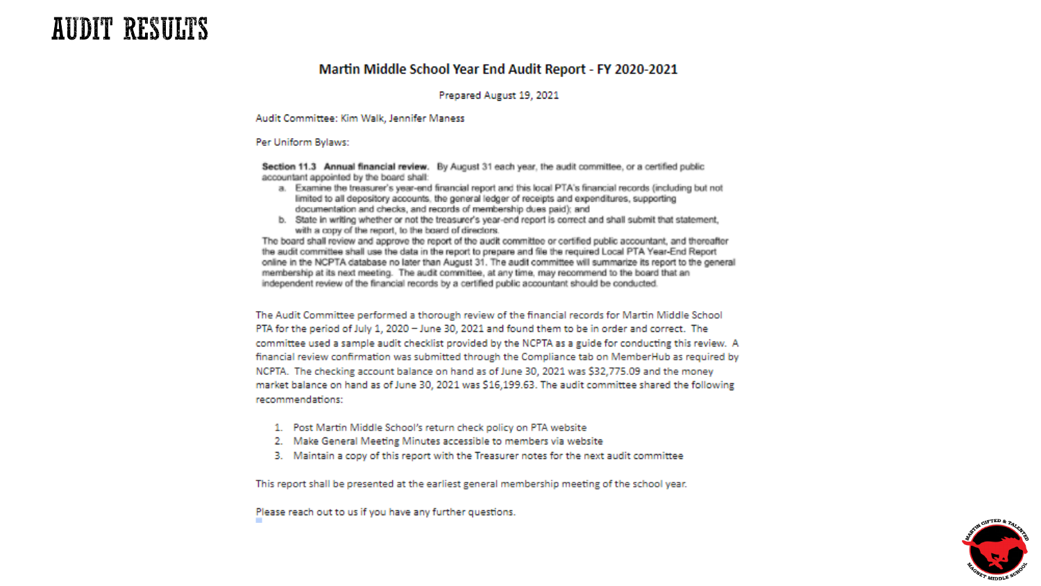# AUDIT RESULTS

## Martin Middle School Year End Audit Report - FY 2020-2021

Prepared August 19, 2021

Audit Committee: Kim Walk, Jennifer Maness

Per Uniform Bylaws:

> **Section 11.3 Annual financial review.** By August 31 each year, the audit committee, or a certified public accountant appointed by the board shall:
>
> a. Examine the treasurer's year-end financial report and this local PTA's financial records (including but not limited to all depository accounts, the general ledger of receipts and expenditures, supporting documentation and checks, and records of membership dues paid); and
>
> b. State in writing whether or not the treasurer's year-end report is correct and shall submit that statement, with a copy of the report, to the board of directors.
>
> The board shall review and approve the report of the audit committee or certified public accountant, and thereafter the audit committee shall use the data in the report to prepare and file the required Local PTA Year-End Report online in the NCPTA database no later than August 31. The audit committee will summarize its report to the general membership at its next meeting. The audit committee, at any time, may recommend to the board that an independent review of the financial records by a certified public accountant should be conducted.

The Audit Committee performed a thorough review of the financial records for Martin Middle School PTA for the period of July 1, 2020 – June 30, 2021 and found them to be in order and correct. The committee used a sample audit checklist provided by the NCPTA as a guide for conducting this review. A financial review confirmation was submitted through the Compliance tab on MemberHub as required by NCPTA. The checking account balance on hand as of June 30, 2021 was $32,775.09 and the money market balance on hand as of June 30, 2021 was $16,199.63. The audit committee shared the following recommendations:

1. Post Martin Middle School's return check policy on PTA website
2. Make General Meeting Minutes accessible to members via website
3. Maintain a copy of this report with the Treasurer notes for the next audit committee

This report shall be presented at the earliest general membership meeting of the school year.

Please reach out to us if you have any further questions.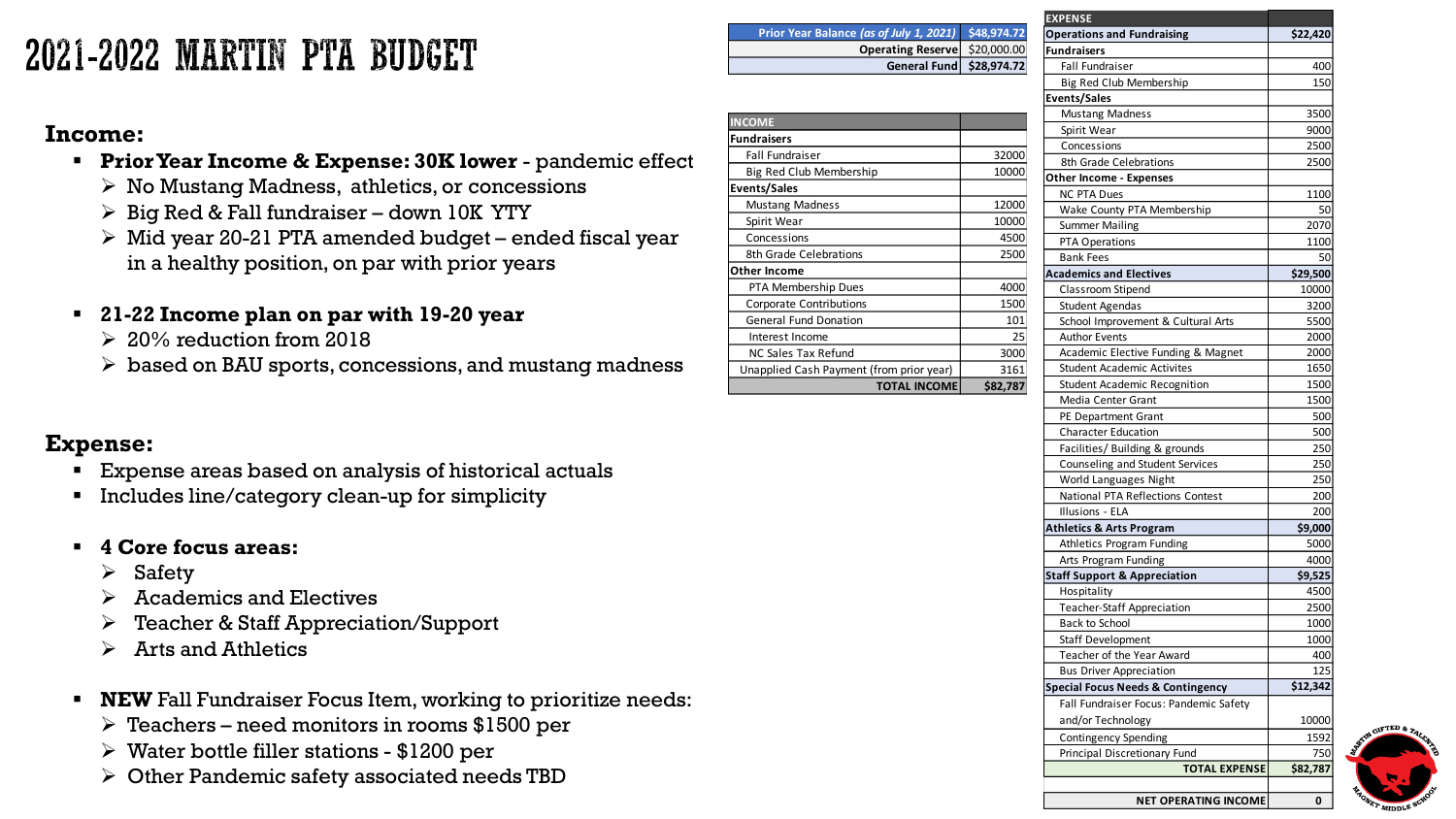# 2021-2022 MARTIN PTA BUDGET

## Income:

- **Prior Year Income & Expense: 30K lower** - pandemic effect
  - No Mustang Madness, athletics, or concessions
  - Big Red & Fall fundraiser – down 10K YTY
  - Mid year 20-21 PTA amended budget – ended fiscal year in a healthy position, on par with prior years
- **21-22 Income plan on par with 19-20 year**
  - 20% reduction from 2018
  - based on BAU sports, concessions, and mustang madness

## Expense:

- Expense areas based on analysis of historical actuals
- Includes line/category clean-up for simplicity
- **4 Core focus areas:**
  - Safety
  - Academics and Electives
  - Teacher & Staff Appreciation/Support
  - Arts and Athletics
- **NEW** Fall Fundraiser Focus Item, working to prioritize needs:
  - Teachers – need monitors in rooms $1500 per
  - Water bottle filler stations - $1200 per
  - Other Pandemic safety associated needs TBD

| | |
|---|---|
| ***Prior Year Balance (as of July 1, 2021)*** | **$48,974.72** |
| Operating Reserve | $20,000.00 |
| General Fund | $28,974.72 |

| INCOME | |
|---|---|
| **Fundraisers** | |
| Fall Fundraiser | 32000 |
| Big Red Club Membership | 10000 |
| **Events/Sales** | |
| Mustang Madness | 12000 |
| Spirit Wear | 10000 |
| Concessions | 4500 |
| 8th Grade Celebrations | 2500 |
| **Other Income** | |
| PTA Membership Dues | 4000 |
| Corporate Contributions | 1500 |
| General Fund Donation | 101 |
| Interest Income | 25 |
| NC Sales Tax Refund | 3000 |
| Unapplied Cash Payment (from prior year) | 3161 |
| **TOTAL INCOME** | **$82,787** |

| EXPENSE | |
|---|---|
| **Operations and Fundraising** | **$22,420** |
| **Fundraisers** | |
| Fall Fundraiser | 400 |
| Big Red Club Membership | 150 |
| **Events/Sales** | |
| Mustang Madness | 3500 |
| Spirit Wear | 9000 |
| Concessions | 2500 |
| 8th Grade Celebrations | 2500 |
| **Other Income - Expenses** | |
| NC PTA Dues | 1100 |
| Wake County PTA Membership | 50 |
| Summer Mailing | 2070 |
| PTA Operations | 1100 |
| Bank Fees | 50 |
| **Academics and Electives** | **$29,500** |
| Classroom Stipend | 10000 |
| Student Agendas | 3200 |
| School Improvement & Cultural Arts | 5500 |
| Author Events | 2000 |
| Academic Elective Funding & Magnet | 2000 |
| Student Academic Activites | 1650 |
| Student Academic Recognition | 1500 |
| Media Center Grant | 1500 |
| PE Department Grant | 500 |
| Character Education | 500 |
| Facilities/ Building & grounds | 250 |
| Counseling and Student Services | 250 |
| World Languages Night | 250 |
| National PTA Reflections Contest | 200 |
| Illusions - ELA | 200 |
| **Athletics & Arts Program** | **$9,000** |
| Athletics Program Funding | 5000 |
| Arts Program Funding | 4000 |
| **Staff Support & Appreciation** | **$9,525** |
| Hospitality | 4500 |
| Teacher-Staff Appreciation | 2500 |
| Back to School | 1000 |
| Staff Development | 1000 |
| Teacher of the Year Award | 400 |
| Bus Driver Appreciation | 125 |
| **Special Focus Needs & Contingency** | **$12,342** |
| Fall Fundraiser Focus: Pandemic Safety and/or Technology | 10000 |
| Contingency Spending | 1592 |
| Principal Discretionary Fund | 750 |
| **TOTAL EXPENSE** | **$82,787** |
| | |
| **NET OPERATING INCOME** | **0** |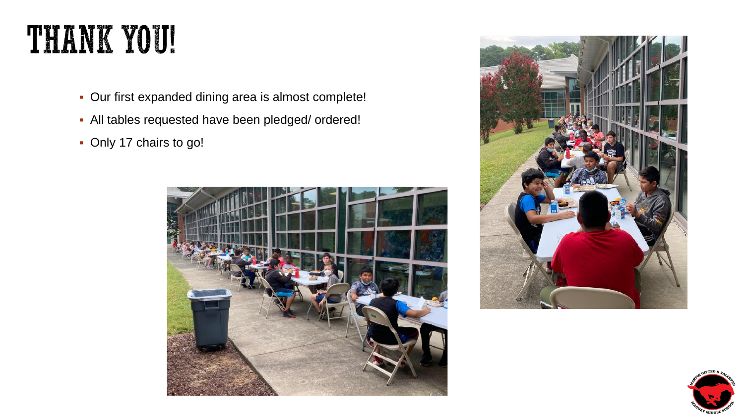# THANK YOU!

- Our first expanded dining area is almost complete!
- All tables requested have been pledged/ ordered!
- Only 17 chairs to go!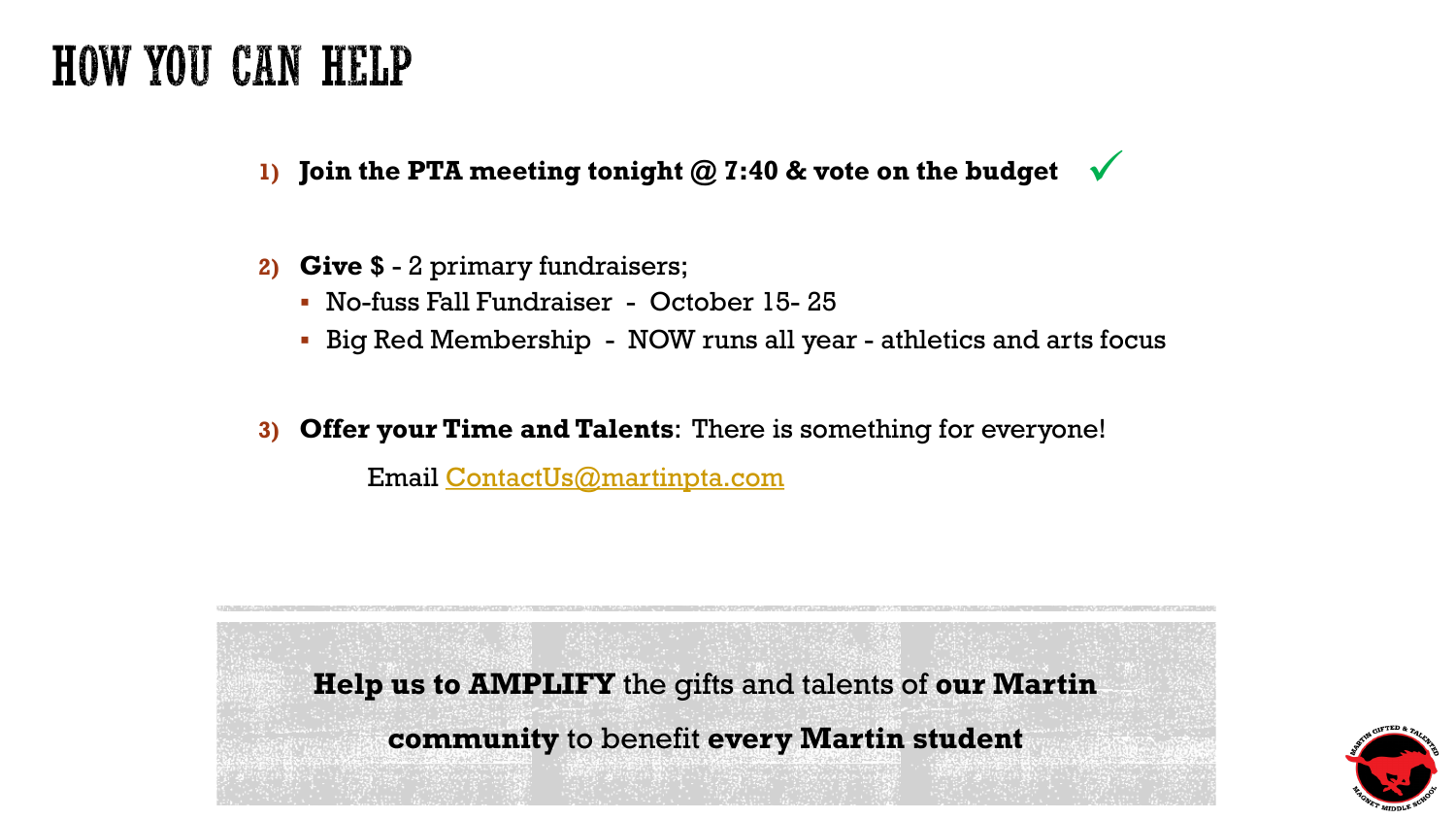# HOW YOU CAN HELP

1) **Join the PTA meeting tonight @ 7:40 & vote on the budget** ✓

2) **Give $** - 2 primary fundraisers;
   - No-fuss Fall Fundraiser - October 15- 25
   - Big Red Membership - NOW runs all year - athletics and arts focus

3) **Offer your Time and Talents**: There is something for everyone!

   Email ContactUs@martinpta.com

**Help us to AMPLIFY** the gifts and talents of **our Martin community** to benefit **every Martin student**